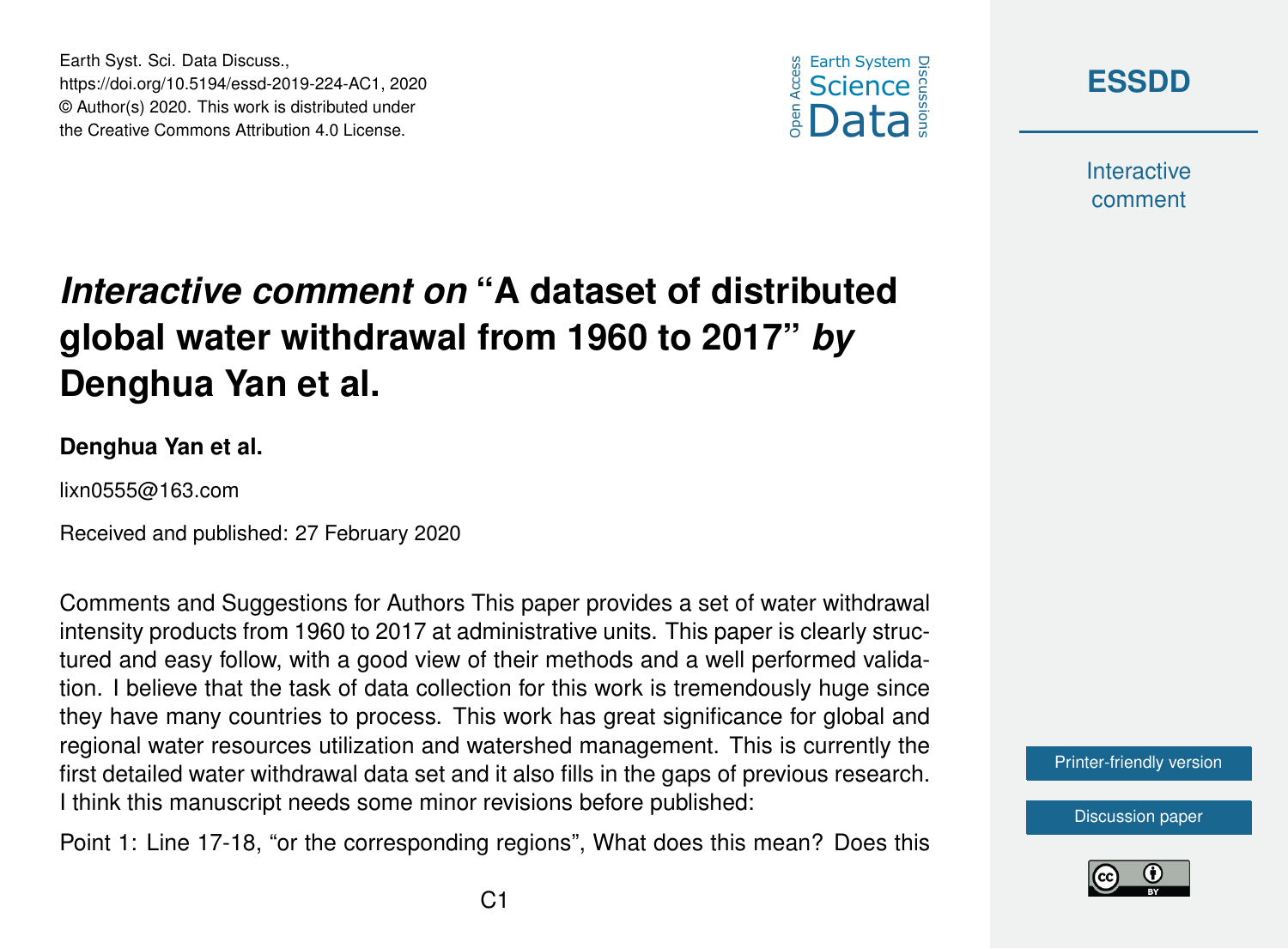# *Interactive comment on* "A dataset of distributed global water withdrawal from 1960 to 2017" *by* Denghua Yan et al.

**Denghua Yan et al.**

lixn0555@163.com

Received and published: 27 February 2020

Comments and Suggestions for Authors This paper provides a set of water withdrawal intensity products from 1960 to 2017 at administrative units. This paper is clearly structured and easy follow, with a good view of their methods and a well performed validation. I believe that the task of data collection for this work is tremendously huge since they have many countries to process. This work has great significance for global and regional water resources utilization and watershed management. This is currently the first detailed water withdrawal data set and it also fills in the gaps of previous research. I think this manuscript needs some minor revisions before published:

Point 1: Line 17-18, "or the corresponding regions", What does this mean? Does this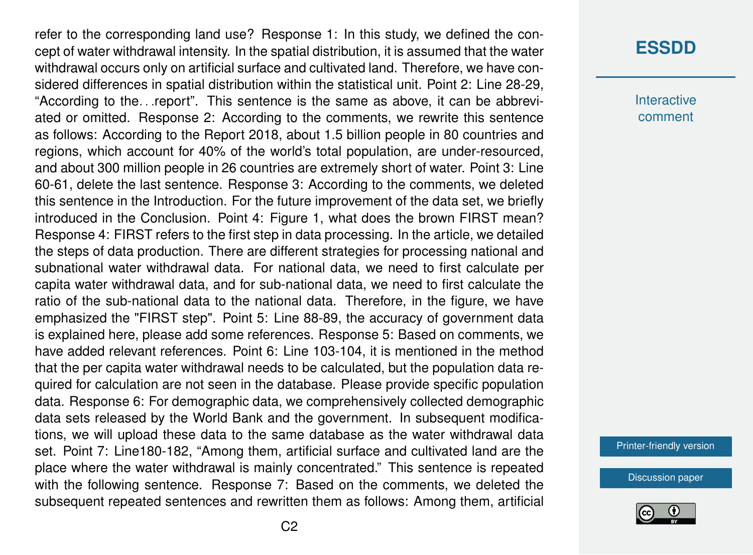refer to the corresponding land use? Response 1: In this study, we defined the concept of water withdrawal intensity. In the spatial distribution, it is assumed that the water withdrawal occurs only on artificial surface and cultivated land. Therefore, we have considered differences in spatial distribution within the statistical unit. Point 2: Line 28-29, “According to the…report”. This sentence is the same as above, it can be abbreviated or omitted. Response 2: According to the comments, we rewrite this sentence as follows: According to the Report 2018, about 1.5 billion people in 80 countries and regions, which account for 40% of the world’s total population, are under-resourced, and about 300 million people in 26 countries are extremely short of water. Point 3: Line 60-61, delete the last sentence. Response 3: According to the comments, we deleted this sentence in the Introduction. For the future improvement of the data set, we briefly introduced in the Conclusion. Point 4: Figure 1, what does the brown FIRST mean? Response 4: FIRST refers to the first step in data processing. In the article, we detailed the steps of data production. There are different strategies for processing national and subnational water withdrawal data. For national data, we need to first calculate per capita water withdrawal data, and for sub-national data, we need to first calculate the ratio of the sub-national data to the national data. Therefore, in the figure, we have emphasized the "FIRST step". Point 5: Line 88-89, the accuracy of government data is explained here, please add some references. Response 5: Based on comments, we have added relevant references. Point 6: Line 103-104, it is mentioned in the method that the per capita water withdrawal needs to be calculated, but the population data required for calculation are not seen in the database. Please provide specific population data. Response 6: For demographic data, we comprehensively collected demographic data sets released by the World Bank and the government. In subsequent modifications, we will upload these data to the same database as the water withdrawal data set. Point 7: Line180-182, “Among them, artificial surface and cultivated land are the place where the water withdrawal is mainly concentrated.” This sentence is repeated with the following sentence. Response 7: Based on the comments, we deleted the subsequent repeated sentences and rewritten them as follows: Among them, artificial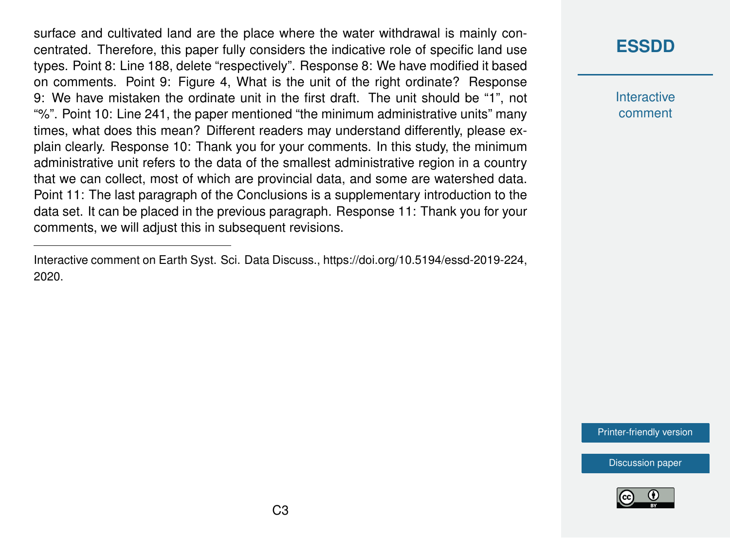surface and cultivated land are the place where the water withdrawal is mainly concentrated. Therefore, this paper fully considers the indicative role of specific land use types. Point 8: Line 188, delete "respectively". Response 8: We have modified it based on comments. Point 9: Figure 4, What is the unit of the right ordinate? Response 9: We have mistaken the ordinate unit in the first draft. The unit should be "1", not "%". Point 10: Line 241, the paper mentioned "the minimum administrative units" many times, what does this mean? Different readers may understand differently, please explain clearly. Response 10: Thank you for your comments. In this study, the minimum administrative unit refers to the data of the smallest administrative region in a country that we can collect, most of which are provincial data, and some are watershed data. Point 11: The last paragraph of the Conclusions is a supplementary introduction to the data set. It can be placed in the previous paragraph. Response 11: Thank you for your comments, we will adjust this in subsequent revisions.

---

Interactive comment on Earth Syst. Sci. Data Discuss., https://doi.org/10.5194/essd-2019-224, 2020.